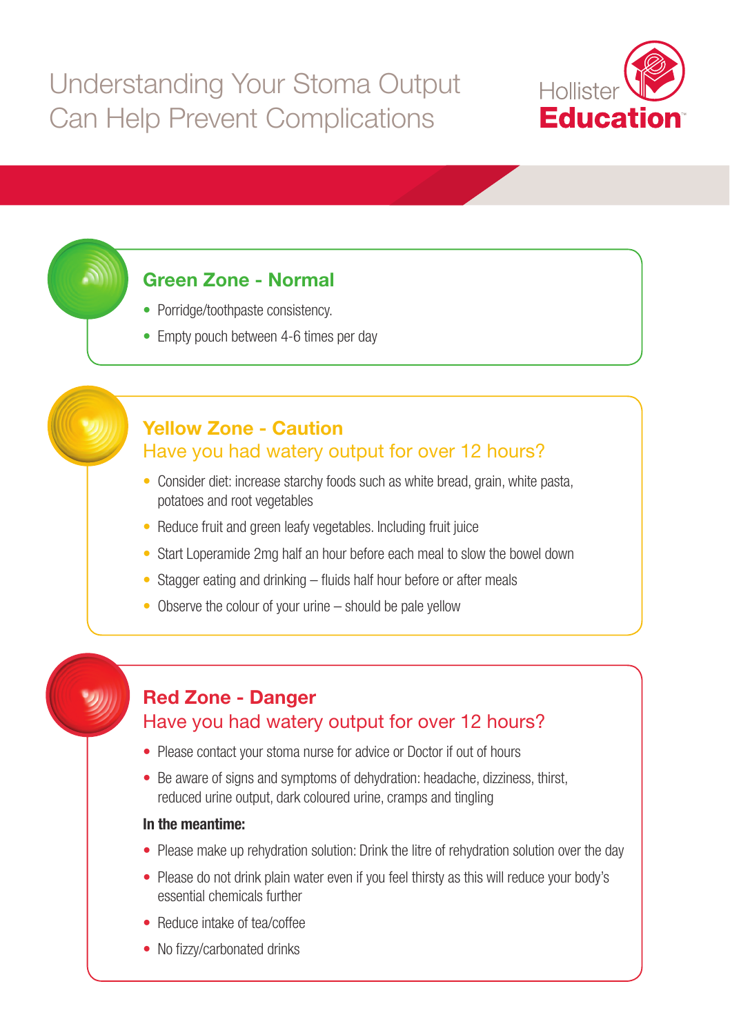# Understanding Your Stoma Output Can Help Prevent Complications

Hollister **Education**™

## Green Zone - Normal

- Porridge/toothpaste consistency.
- Empty pouch between 4-6 times per day

## Yellow Zone - Caution

### Have you had watery output for over 12 hours?

- Consider diet: increase starchy foods such as white bread, grain, white pasta, potatoes and root vegetables
- Reduce fruit and green leafy vegetables. Including fruit juice
- Start Loperamide 2mg half an hour before each meal to slow the bowel down
- Stagger eating and drinking – fluids half hour before or after meals
- Observe the colour of your urine – should be pale yellow

## Red Zone - Danger

### Have you had watery output for over 12 hours?

- Please contact your stoma nurse for advice or Doctor if out of hours
- Be aware of signs and symptoms of dehydration: headache, dizziness, thirst, reduced urine output, dark coloured urine, cramps and tingling

**In the meantime:**

- Please make up rehydration solution: Drink the litre of rehydration solution over the day
- Please do not drink plain water even if you feel thirsty as this will reduce your body's essential chemicals further
- Reduce intake of tea/coffee
- No fizzy/carbonated drinks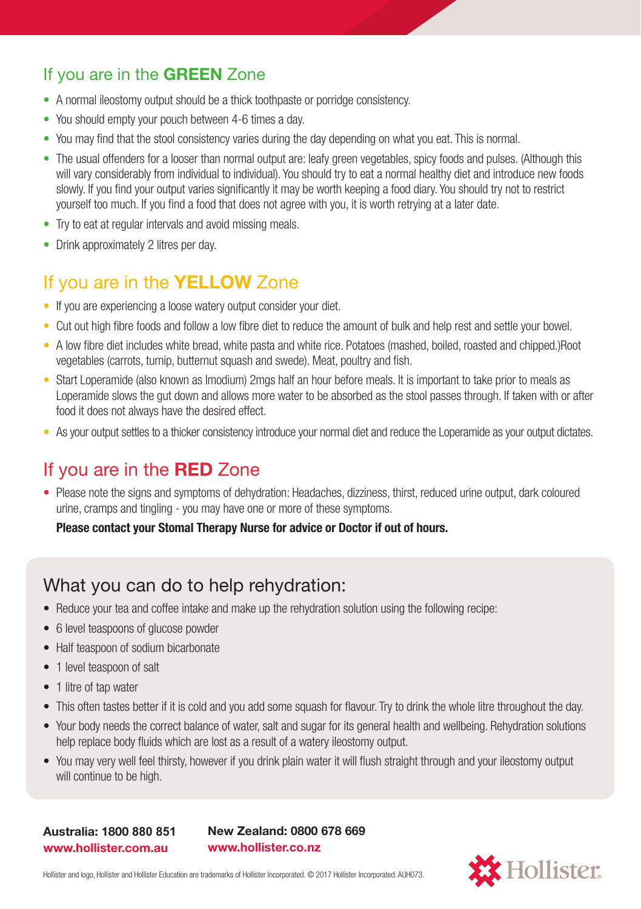## If you are in the **GREEN** Zone

- A normal ileostomy output should be a thick toothpaste or porridge consistency.
- You should empty your pouch between 4-6 times a day.
- You may find that the stool consistency varies during the day depending on what you eat. This is normal.
- The usual offenders for a looser than normal output are: leafy green vegetables, spicy foods and pulses. (Although this will vary considerably from individual to individual). You should try to eat a normal healthy diet and introduce new foods slowly. If you find your output varies significantly it may be worth keeping a food diary. You should try not to restrict yourself too much. If you find a food that does not agree with you, it is worth retrying at a later date.
- Try to eat at regular intervals and avoid missing meals.
- Drink approximately 2 litres per day.

## If you are in the **YELLOW** Zone

- If you are experiencing a loose watery output consider your diet.
- Cut out high fibre foods and follow a low fibre diet to reduce the amount of bulk and help rest and settle your bowel.
- A low fibre diet includes white bread, white pasta and white rice. Potatoes (mashed, boiled, roasted and chipped.)Root vegetables (carrots, turnip, butternut squash and swede). Meat, poultry and fish.
- Start Loperamide (also known as Imodium) 2mgs half an hour before meals. It is important to take prior to meals as Loperamide slows the gut down and allows more water to be absorbed as the stool passes through. If taken with or after food it does not always have the desired effect.
- As your output settles to a thicker consistency introduce your normal diet and reduce the Loperamide as your output dictates.

## If you are in the **RED** Zone

- Please note the signs and symptoms of dehydration: Headaches, dizziness, thirst, reduced urine output, dark coloured urine, cramps and tingling - you may have one or more of these symptoms.

  **Please contact your Stomal Therapy Nurse for advice or Doctor if out of hours.**

## What you can do to help rehydration:

- Reduce your tea and coffee intake and make up the rehydration solution using the following recipe:
- 6 level teaspoons of glucose powder
- Half teaspoon of sodium bicarbonate
- 1 level teaspoon of salt
- 1 litre of tap water
- This often tastes better if it is cold and you add some squash for flavour. Try to drink the whole litre throughout the day.
- Your body needs the correct balance of water, salt and sugar for its general health and wellbeing. Rehydration solutions help replace body fluids which are lost as a result of a watery ileostomy output.
- You may very well feel thirsty, however if you drink plain water it will flush straight through and your ileostomy output will continue to be high.

**Australia: 1800 880 851**
**www.hollister.com.au**

**New Zealand: 0800 678 669**
**www.hollister.co.nz**

Hollister

Hollister and logo, Hollister and Hollister Education are trademarks of Hollister Incorporated. © 2017 Hollister Incorporated. AUH073.